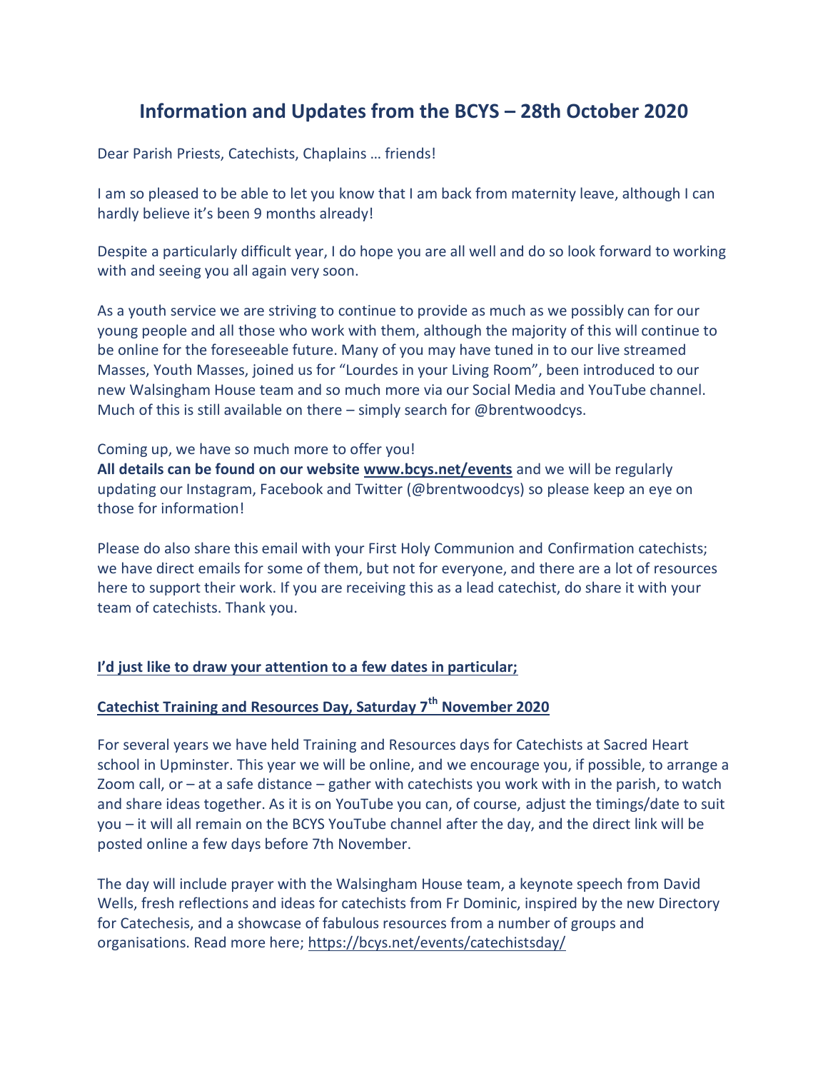# Information and Updates from the BCYS – 28th October 2020

Dear Parish Priests, Catechists, Chaplains … friends!

I am so pleased to be able to let you know that I am back from maternity leave, although I can hardly believe it's been 9 months already!

Despite a particularly difficult year, I do hope you are all well and do so look forward to working with and seeing you all again very soon.

As a youth service we are striving to continue to provide as much as we possibly can for our young people and all those who work with them, although the majority of this will continue to be online for the foreseeable future. Many of you may have tuned in to our live streamed Masses, Youth Masses, joined us for "Lourdes in your Living Room", been introduced to our new Walsingham House team and so much more via our Social Media and YouTube channel. Much of this is still available on there – simply search for @brentwoodcys.

Coming up, we have so much more to offer you!
**All details can be found on our website www.bcys.net/events** and we will be regularly updating our Instagram, Facebook and Twitter (@brentwoodcys) so please keep an eye on those for information!

Please do also share this email with your First Holy Communion and Confirmation catechists; we have direct emails for some of them, but not for everyone, and there are a lot of resources here to support their work. If you are receiving this as a lead catechist, do share it with your team of catechists. Thank you.

**I'd just like to draw your attention to a few dates in particular;**

**Catechist Training and Resources Day, Saturday 7th November 2020**

For several years we have held Training and Resources days for Catechists at Sacred Heart school in Upminster. This year we will be online, and we encourage you, if possible, to arrange a Zoom call, or – at a safe distance – gather with catechists you work with in the parish, to watch and share ideas together. As it is on YouTube you can, of course, adjust the timings/date to suit you – it will all remain on the BCYS YouTube channel after the day, and the direct link will be posted online a few days before 7th November.

The day will include prayer with the Walsingham House team, a keynote speech from David Wells, fresh reflections and ideas for catechists from Fr Dominic, inspired by the new Directory for Catechesis, and a showcase of fabulous resources from a number of groups and organisations. Read more here; https://bcys.net/events/catechistsday/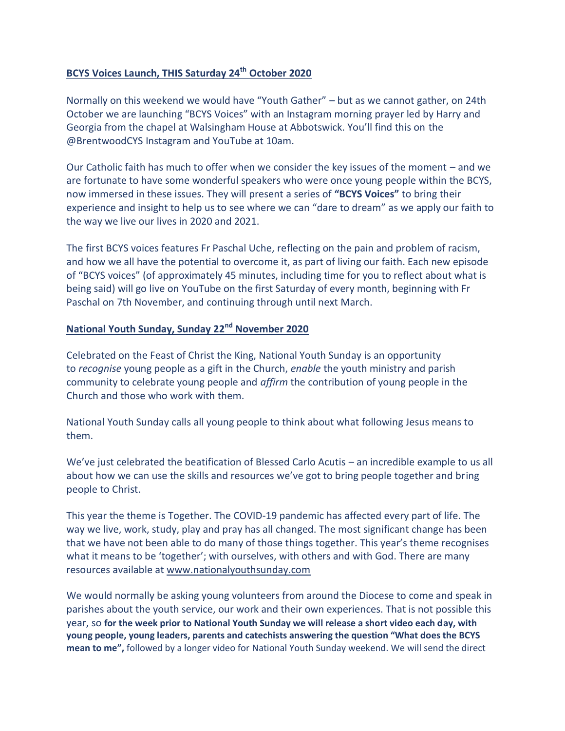**BCYS Voices Launch, THIS Saturday 24th October 2020**

Normally on this weekend we would have "Youth Gather" – but as we cannot gather, on 24th October we are launching "BCYS Voices" with an Instagram morning prayer led by Harry and Georgia from the chapel at Walsingham House at Abbotswick. You'll find this on the @BrentwoodCYS Instagram and YouTube at 10am.

Our Catholic faith has much to offer when we consider the key issues of the moment – and we are fortunate to have some wonderful speakers who were once young people within the BCYS, now immersed in these issues. They will present a series of **"BCYS Voices"** to bring their experience and insight to help us to see where we can "dare to dream" as we apply our faith to the way we live our lives in 2020 and 2021.

The first BCYS voices features Fr Paschal Uche, reflecting on the pain and problem of racism, and how we all have the potential to overcome it, as part of living our faith. Each new episode of "BCYS voices" (of approximately 45 minutes, including time for you to reflect about what is being said) will go live on YouTube on the first Saturday of every month, beginning with Fr Paschal on 7th November, and continuing through until next March.

**National Youth Sunday, Sunday 22nd November 2020**

Celebrated on the Feast of Christ the King, National Youth Sunday is an opportunity to *recognise* young people as a gift in the Church, *enable* the youth ministry and parish community to celebrate young people and *affirm* the contribution of young people in the Church and those who work with them.

National Youth Sunday calls all young people to think about what following Jesus means to them.

We've just celebrated the beatification of Blessed Carlo Acutis – an incredible example to us all about how we can use the skills and resources we've got to bring people together and bring people to Christ.

This year the theme is Together. The COVID-19 pandemic has affected every part of life. The way we live, work, study, play and pray has all changed. The most significant change has been that we have not been able to do many of those things together. This year's theme recognises what it means to be 'together'; with ourselves, with others and with God. There are many resources available at www.nationalyouthsunday.com

We would normally be asking young volunteers from around the Diocese to come and speak in parishes about the youth service, our work and their own experiences. That is not possible this year, so **for the week prior to National Youth Sunday we will release a short video each day, with young people, young leaders, parents and catechists answering the question "What does the BCYS mean to me",** followed by a longer video for National Youth Sunday weekend. We will send the direct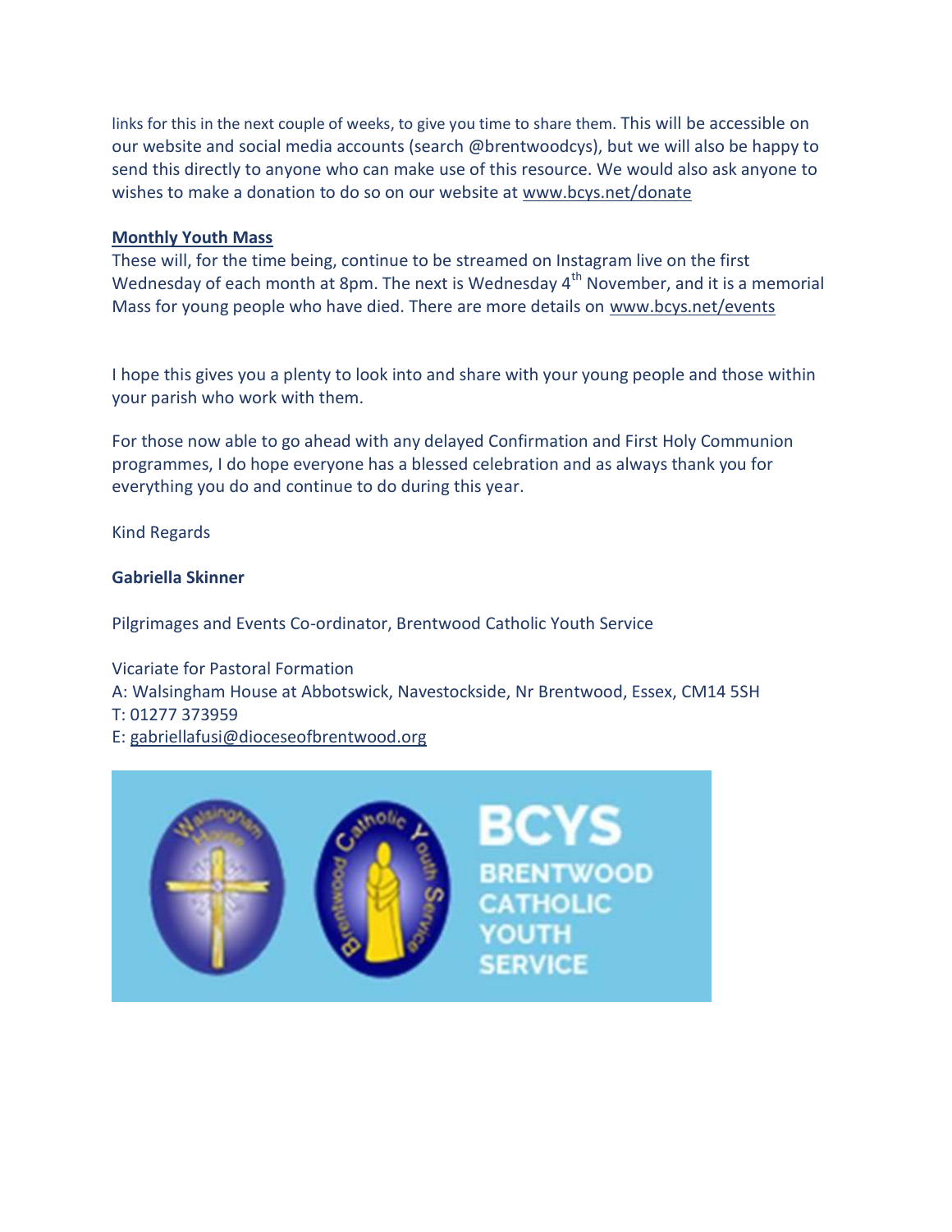links for this in the next couple of weeks, to give you time to share them. This will be accessible on our website and social media accounts (search @brentwoodcys), but we will also be happy to send this directly to anyone who can make use of this resource. We would also ask anyone to wishes to make a donation to do so on our website at www.bcys.net/donate

**Monthly Youth Mass**

These will, for the time being, continue to be streamed on Instagram live on the first Wednesday of each month at 8pm. The next is Wednesday 4th November, and it is a memorial Mass for young people who have died. There are more details on www.bcys.net/events

I hope this gives you a plenty to look into and share with your young people and those within your parish who work with them.

For those now able to go ahead with any delayed Confirmation and First Holy Communion programmes, I do hope everyone has a blessed celebration and as always thank you for everything you do and continue to do during this year.

Kind Regards

**Gabriella Skinner**

Pilgrimages and Events Co-ordinator, Brentwood Catholic Youth Service

Vicariate for Pastoral Formation
A: Walsingham House at Abbotswick, Navestockside, Nr Brentwood, Essex, CM14 5SH
T: 01277 373959
E: gabriellafusi@dioceseofbrentwood.org

BCYS
BRENTWOOD CATHOLIC YOUTH SERVICE